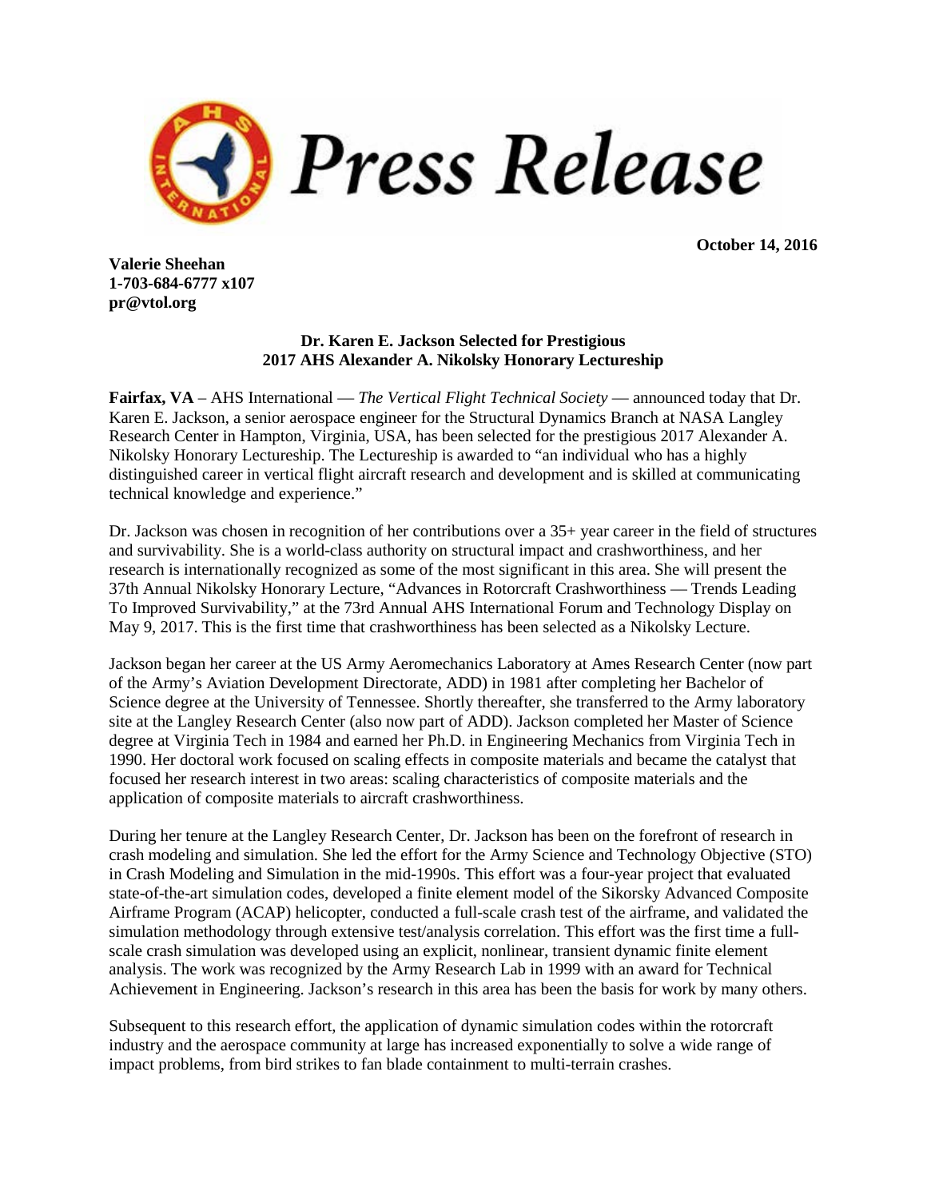# Press Release

**October 14, 2016**

**Valerie Sheehan**
**1-703-684-6777 x107**
**pr@vtol.org**

## Dr. Karen E. Jackson Selected for Prestigious 2017 AHS Alexander A. Nikolsky Honorary Lectureship

**Fairfax, VA** – AHS International — *The Vertical Flight Technical Society* — announced today that Dr. Karen E. Jackson, a senior aerospace engineer for the Structural Dynamics Branch at NASA Langley Research Center in Hampton, Virginia, USA, has been selected for the prestigious 2017 Alexander A. Nikolsky Honorary Lectureship. The Lectureship is awarded to "an individual who has a highly distinguished career in vertical flight aircraft research and development and is skilled at communicating technical knowledge and experience."

Dr. Jackson was chosen in recognition of her contributions over a 35+ year career in the field of structures and survivability. She is a world-class authority on structural impact and crashworthiness, and her research is internationally recognized as some of the most significant in this area. She will present the 37th Annual Nikolsky Honorary Lecture, "Advances in Rotorcraft Crashworthiness — Trends Leading To Improved Survivability," at the 73rd Annual AHS International Forum and Technology Display on May 9, 2017. This is the first time that crashworthiness has been selected as a Nikolsky Lecture.

Jackson began her career at the US Army Aeromechanics Laboratory at Ames Research Center (now part of the Army's Aviation Development Directorate, ADD) in 1981 after completing her Bachelor of Science degree at the University of Tennessee. Shortly thereafter, she transferred to the Army laboratory site at the Langley Research Center (also now part of ADD). Jackson completed her Master of Science degree at Virginia Tech in 1984 and earned her Ph.D. in Engineering Mechanics from Virginia Tech in 1990. Her doctoral work focused on scaling effects in composite materials and became the catalyst that focused her research interest in two areas: scaling characteristics of composite materials and the application of composite materials to aircraft crashworthiness.

During her tenure at the Langley Research Center, Dr. Jackson has been on the forefront of research in crash modeling and simulation. She led the effort for the Army Science and Technology Objective (STO) in Crash Modeling and Simulation in the mid-1990s. This effort was a four-year project that evaluated state-of-the-art simulation codes, developed a finite element model of the Sikorsky Advanced Composite Airframe Program (ACAP) helicopter, conducted a full-scale crash test of the airframe, and validated the simulation methodology through extensive test/analysis correlation. This effort was the first time a full-scale crash simulation was developed using an explicit, nonlinear, transient dynamic finite element analysis. The work was recognized by the Army Research Lab in 1999 with an award for Technical Achievement in Engineering. Jackson's research in this area has been the basis for work by many others.

Subsequent to this research effort, the application of dynamic simulation codes within the rotorcraft industry and the aerospace community at large has increased exponentially to solve a wide range of impact problems, from bird strikes to fan blade containment to multi-terrain crashes.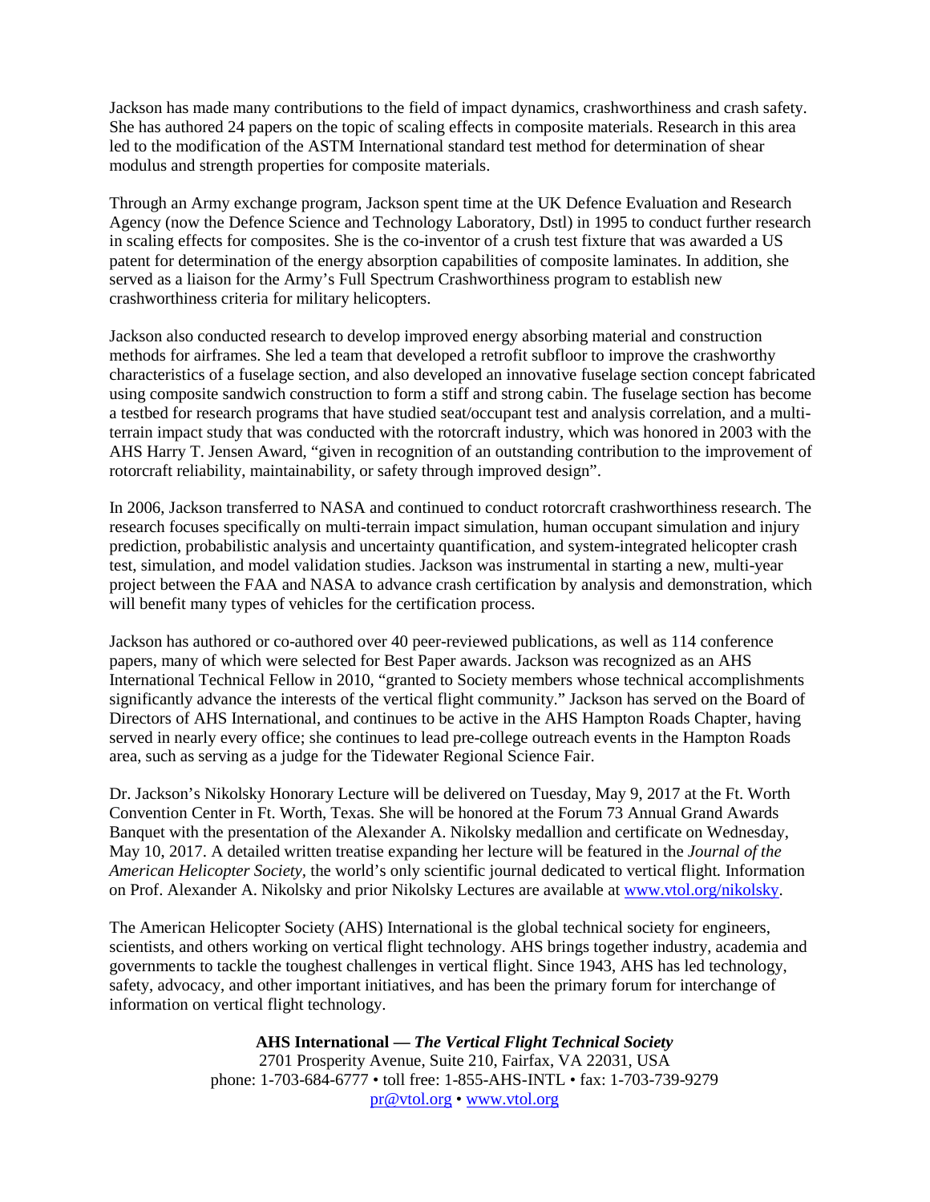Jackson has made many contributions to the field of impact dynamics, crashworthiness and crash safety. She has authored 24 papers on the topic of scaling effects in composite materials. Research in this area led to the modification of the ASTM International standard test method for determination of shear modulus and strength properties for composite materials.

Through an Army exchange program, Jackson spent time at the UK Defence Evaluation and Research Agency (now the Defence Science and Technology Laboratory, Dstl) in 1995 to conduct further research in scaling effects for composites. She is the co-inventor of a crush test fixture that was awarded a US patent for determination of the energy absorption capabilities of composite laminates. In addition, she served as a liaison for the Army's Full Spectrum Crashworthiness program to establish new crashworthiness criteria for military helicopters.

Jackson also conducted research to develop improved energy absorbing material and construction methods for airframes. She led a team that developed a retrofit subfloor to improve the crashworthy characteristics of a fuselage section, and also developed an innovative fuselage section concept fabricated using composite sandwich construction to form a stiff and strong cabin. The fuselage section has become a testbed for research programs that have studied seat/occupant test and analysis correlation, and a multi-terrain impact study that was conducted with the rotorcraft industry, which was honored in 2003 with the AHS Harry T. Jensen Award, "given in recognition of an outstanding contribution to the improvement of rotorcraft reliability, maintainability, or safety through improved design".

In 2006, Jackson transferred to NASA and continued to conduct rotorcraft crashworthiness research. The research focuses specifically on multi-terrain impact simulation, human occupant simulation and injury prediction, probabilistic analysis and uncertainty quantification, and system-integrated helicopter crash test, simulation, and model validation studies. Jackson was instrumental in starting a new, multi-year project between the FAA and NASA to advance crash certification by analysis and demonstration, which will benefit many types of vehicles for the certification process.

Jackson has authored or co-authored over 40 peer-reviewed publications, as well as 114 conference papers, many of which were selected for Best Paper awards. Jackson was recognized as an AHS International Technical Fellow in 2010, "granted to Society members whose technical accomplishments significantly advance the interests of the vertical flight community." Jackson has served on the Board of Directors of AHS International, and continues to be active in the AHS Hampton Roads Chapter, having served in nearly every office; she continues to lead pre-college outreach events in the Hampton Roads area, such as serving as a judge for the Tidewater Regional Science Fair.

Dr. Jackson's Nikolsky Honorary Lecture will be delivered on Tuesday, May 9, 2017 at the Ft. Worth Convention Center in Ft. Worth, Texas. She will be honored at the Forum 73 Annual Grand Awards Banquet with the presentation of the Alexander A. Nikolsky medallion and certificate on Wednesday, May 10, 2017. A detailed written treatise expanding her lecture will be featured in the *Journal of the American Helicopter Society*, the world's only scientific journal dedicated to vertical flight. Information on Prof. Alexander A. Nikolsky and prior Nikolsky Lectures are available at [www.vtol.org/nikolsky](www.vtol.org/nikolsky).

The American Helicopter Society (AHS) International is the global technical society for engineers, scientists, and others working on vertical flight technology. AHS brings together industry, academia and governments to tackle the toughest challenges in vertical flight. Since 1943, AHS has led technology, safety, advocacy, and other important initiatives, and has been the primary forum for interchange of information on vertical flight technology.

**AHS International — *The Vertical Flight Technical Society***
2701 Prosperity Avenue, Suite 210, Fairfax, VA 22031, USA
phone: 1-703-684-6777 • toll free: 1-855-AHS-INTL • fax: 1-703-739-9279
[pr@vtol.org](mailto:pr@vtol.org) • [www.vtol.org](www.vtol.org)